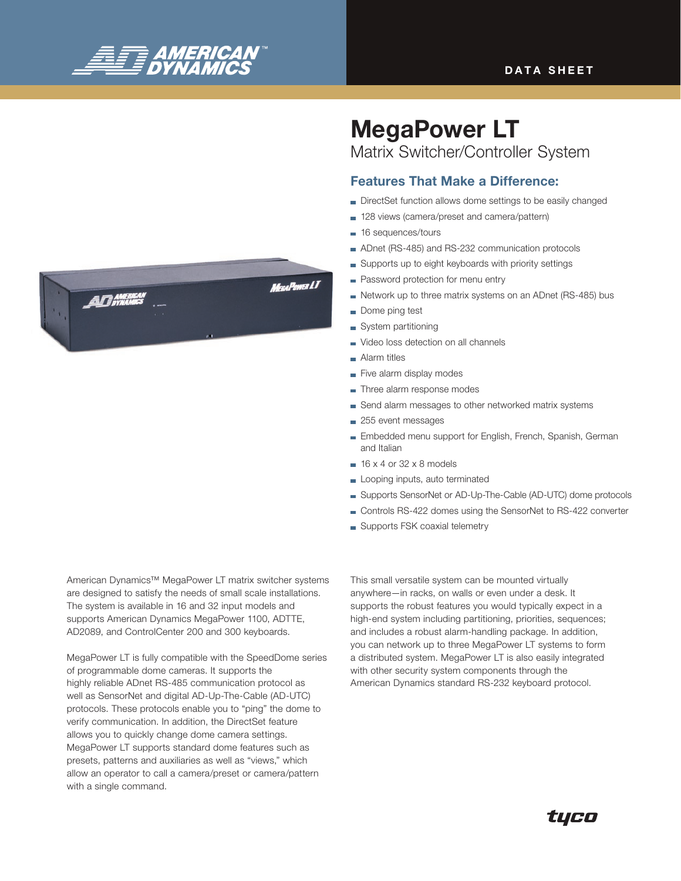# MegaPower LT

## Matrix Switcher/Controller System

### Features That Make a Difference:

- DirectSet function allows dome settings to be easily changed
- 128 views (camera/preset and camera/pattern)
- 16 sequences/tours
- ADnet (RS-485) and RS-232 communication protocols
- Supports up to eight keyboards with priority settings
- Password protection for menu entry
- Network up to three matrix systems on an ADnet (RS-485) bus
- Dome ping test
- System partitioning
- Video loss detection on all channels
- Alarm titles
- Five alarm display modes
- Three alarm response modes
- Send alarm messages to other networked matrix systems
- 255 event messages
- Embedded menu support for English, French, Spanish, German and Italian
- 16 x 4 or 32 x 8 models
- Looping inputs, auto terminated
- Supports SensorNet or AD-Up-The-Cable (AD-UTC) dome protocols
- Controls RS-422 domes using the SensorNet to RS-422 converter
- Supports FSK coaxial telemetry

American Dynamics™ MegaPower LT matrix switcher systems are designed to satisfy the needs of small scale installations. The system is available in 16 and 32 input models and supports American Dynamics MegaPower 1100, ADTTE, AD2089, and ControlCenter 200 and 300 keyboards.

MegaPower LT is fully compatible with the SpeedDome series of programmable dome cameras. It supports the highly reliable ADnet RS-485 communication protocol as well as SensorNet and digital AD-Up-The-Cable (AD-UTC) protocols. These protocols enable you to "ping" the dome to verify communication. In addition, the DirectSet feature allows you to quickly change dome camera settings. MegaPower LT supports standard dome features such as presets, patterns and auxiliaries as well as "views," which allow an operator to call a camera/preset or camera/pattern with a single command.

This small versatile system can be mounted virtually anywhere—in racks, on walls or even under a desk. It supports the robust features you would typically expect in a high-end system including partitioning, priorities, sequences; and includes a robust alarm-handling package. In addition, you can network up to three MegaPower LT systems to form a distributed system. MegaPower LT is also easily integrated with other security system components through the American Dynamics standard RS-232 keyboard protocol.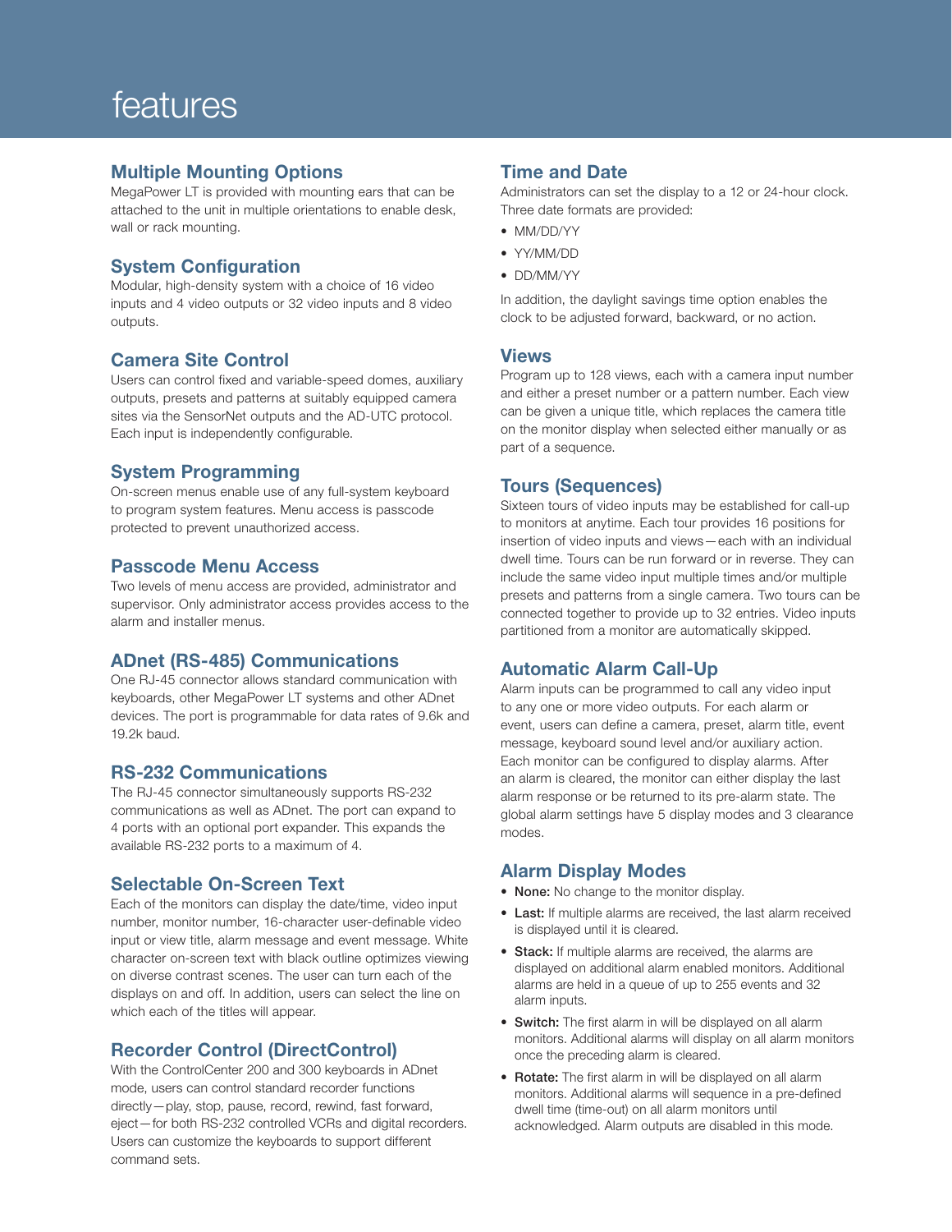# features

## Multiple Mounting Options

MegaPower LT is provided with mounting ears that can be attached to the unit in multiple orientations to enable desk, wall or rack mounting.

## System Configuration

Modular, high-density system with a choice of 16 video inputs and 4 video outputs or 32 video inputs and 8 video outputs.

## Camera Site Control

Users can control fixed and variable-speed domes, auxiliary outputs, presets and patterns at suitably equipped camera sites via the SensorNet outputs and the AD-UTC protocol. Each input is independently configurable.

## System Programming

On-screen menus enable use of any full-system keyboard to program system features. Menu access is passcode protected to prevent unauthorized access.

## Passcode Menu Access

Two levels of menu access are provided, administrator and supervisor. Only administrator access provides access to the alarm and installer menus.

## ADnet (RS-485) Communications

One RJ-45 connector allows standard communication with keyboards, other MegaPower LT systems and other ADnet devices. The port is programmable for data rates of 9.6k and 19.2k baud.

## RS-232 Communications

The RJ-45 connector simultaneously supports RS-232 communications as well as ADnet. The port can expand to 4 ports with an optional port expander. This expands the available RS-232 ports to a maximum of 4.

## Selectable On-Screen Text

Each of the monitors can display the date/time, video input number, monitor number, 16-character user-definable video input or view title, alarm message and event message. White character on-screen text with black outline optimizes viewing on diverse contrast scenes. The user can turn each of the displays on and off. In addition, users can select the line on which each of the titles will appear.

## Recorder Control (DirectControl)

With the ControlCenter 200 and 300 keyboards in ADnet mode, users can control standard recorder functions directly—play, stop, pause, record, rewind, fast forward, eject—for both RS-232 controlled VCRs and digital recorders. Users can customize the keyboards to support different command sets.

## Time and Date

Administrators can set the display to a 12 or 24-hour clock. Three date formats are provided:

- MM/DD/YY
- YY/MM/DD
- DD/MM/YY

In addition, the daylight savings time option enables the clock to be adjusted forward, backward, or no action.

## Views

Program up to 128 views, each with a camera input number and either a preset number or a pattern number. Each view can be given a unique title, which replaces the camera title on the monitor display when selected either manually or as part of a sequence.

## Tours (Sequences)

Sixteen tours of video inputs may be established for call-up to monitors at anytime. Each tour provides 16 positions for insertion of video inputs and views—each with an individual dwell time. Tours can be run forward or in reverse. They can include the same video input multiple times and/or multiple presets and patterns from a single camera. Two tours can be connected together to provide up to 32 entries. Video inputs partitioned from a monitor are automatically skipped.

## Automatic Alarm Call-Up

Alarm inputs can be programmed to call any video input to any one or more video outputs. For each alarm or event, users can define a camera, preset, alarm title, event message, keyboard sound level and/or auxiliary action. Each monitor can be configured to display alarms. After an alarm is cleared, the monitor can either display the last alarm response or be returned to its pre-alarm state. The global alarm settings have 5 display modes and 3 clearance modes.

## Alarm Display Modes

- **None:** No change to the monitor display.
- **Last:** If multiple alarms are received, the last alarm received is displayed until it is cleared.
- **Stack:** If multiple alarms are received, the alarms are displayed on additional alarm enabled monitors. Additional alarms are held in a queue of up to 255 events and 32 alarm inputs.
- **Switch:** The first alarm in will be displayed on all alarm monitors. Additional alarms will display on all alarm monitors once the preceding alarm is cleared.
- **Rotate:** The first alarm in will be displayed on all alarm monitors. Additional alarms will sequence in a pre-defined dwell time (time-out) on all alarm monitors until acknowledged. Alarm outputs are disabled in this mode.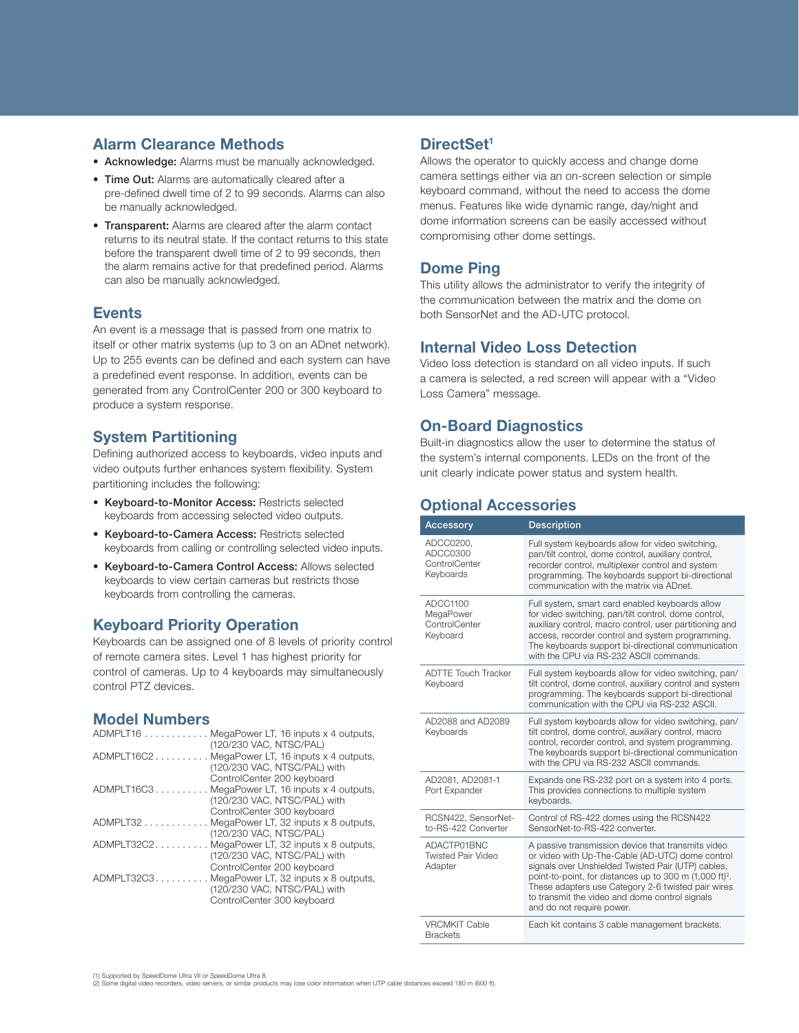## Alarm Clearance Methods

- **Acknowledge:** Alarms must be manually acknowledged.
- **Time Out:** Alarms are automatically cleared after a pre-defined dwell time of 2 to 99 seconds. Alarms can also be manually acknowledged.
- **Transparent:** Alarms are cleared after the alarm contact returns to its neutral state. If the contact returns to this state before the transparent dwell time of 2 to 99 seconds, then the alarm remains active for that predefined period. Alarms can also be manually acknowledged.

## Events

An event is a message that is passed from one matrix to itself or other matrix systems (up to 3 on an ADnet network). Up to 255 events can be defined and each system can have a predefined event response. In addition, events can be generated from any ControlCenter 200 or 300 keyboard to produce a system response.

## System Partitioning

Defining authorized access to keyboards, video inputs and video outputs further enhances system flexibility. System partitioning includes the following:

- **Keyboard-to-Monitor Access:** Restricts selected keyboards from accessing selected video outputs.
- **Keyboard-to-Camera Access:** Restricts selected keyboards from calling or controlling selected video inputs.
- **Keyboard-to-Camera Control Access:** Allows selected keyboards to view certain cameras but restricts those keyboards from controlling the cameras.

## Keyboard Priority Operation

Keyboards can be assigned one of 8 levels of priority control of remote camera sites. Level 1 has highest priority for control of cameras. Up to 4 keyboards may simultaneously control PTZ devices.

## Model Numbers

- ADMPLT16 . . . . . . . . . . . . MegaPower LT, 16 inputs x 4 outputs, (120/230 VAC, NTSC/PAL)
- ADMPLT16C2 . . . . . . . . . . MegaPower LT, 16 inputs x 4 outputs, (120/230 VAC, NTSC/PAL) with ControlCenter 200 keyboard
- ADMPLT16C3 . . . . . . . . . . MegaPower LT, 16 inputs x 4 outputs, (120/230 VAC, NTSC/PAL) with ControlCenter 300 keyboard
- ADMPLT32 . . . . . . . . . . . . MegaPower LT, 32 inputs x 8 outputs, (120/230 VAC, NTSC/PAL)
- ADMPLT32C2 . . . . . . . . . . MegaPower LT, 32 inputs x 8 outputs, (120/230 VAC, NTSC/PAL) with ControlCenter 200 keyboard
- ADMPLT32C3 . . . . . . . . . . MegaPower LT, 32 inputs x 8 outputs, (120/230 VAC, NTSC/PAL) with ControlCenter 300 keyboard

## DirectSet[1]

Allows the operator to quickly access and change dome camera settings either via an on-screen selection or simple keyboard command, without the need to access the dome menus. Features like wide dynamic range, day/night and dome information screens can be easily accessed without compromising other dome settings.

## Dome Ping

This utility allows the administrator to verify the integrity of the communication between the matrix and the dome on both SensorNet and the AD-UTC protocol.

## Internal Video Loss Detection

Video loss detection is standard on all video inputs. If such a camera is selected, a red screen will appear with a "Video Loss Camera" message.

## On-Board Diagnostics

Built-in diagnostics allow the user to determine the status of the system's internal components. LEDs on the front of the unit clearly indicate power status and system health.

## Optional Accessories

| Accessory | Description |
|---|---|
| ADCC0200, ADCC0300 ControlCenter Keyboards | Full system keyboards allow for video switching, pan/tilt control, dome control, auxiliary control, recorder control, multiplexer control and system programming. The keyboards support bi-directional communication with the matrix via ADnet. |
| ADCC1100 MegaPower ControlCenter Keyboard | Full system, smart card enabled keyboards allow for video switching, pan/tilt control, dome control, auxiliary control, macro control, user partitioning and access, recorder control and system programming. The keyboards support bi-directional communication with the CPU via RS-232 ASCII commands. |
| ADTTE Touch Tracker Keyboard | Full system keyboards allow for video switching, pan/tilt control, dome control, auxiliary control and system programming. The keyboards support bi-directional communication with the CPU via RS-232 ASCII. |
| AD2088 and AD2089 Keyboards | Full system keyboards allow for video switching, pan/tilt control, dome control, auxiliary control, macro control, recorder control, and system programming. The keyboards support bi-directional communication with the CPU via RS-232 ASCII commands. |
| AD2081, AD2081-1 Port Expander | Expands one RS-232 port on a system into 4 ports. This provides connections to multiple system keyboards. |
| RCSN422, SensorNet-to-RS-422 Converter | Control of RS-422 domes using the RCSN422 SensorNet-to-RS-422 converter. |
| ADACTP01BNC Twisted Pair Video Adapter | A passive transmission device that transmits video or video with Up-The-Cable (AD-UTC) dome control signals over Unshielded Twisted Pair (UTP) cables, point-to-point, for distances up to 300 m (1,000 ft)[2]. These adapters use Category 2-6 twisted pair wires to transmit the video and dome control signals and do not require power. |
| VRCMKIT Cable Brackets | Each kit contains 3 cable management brackets. |

(1) Supported by SpeedDome Ultra VII or SpeedDome Ultra 8.
(2) Some digital video recorders, video servers, or similar products may lose color information when UTP cable distances exceed 180 m (600 ft).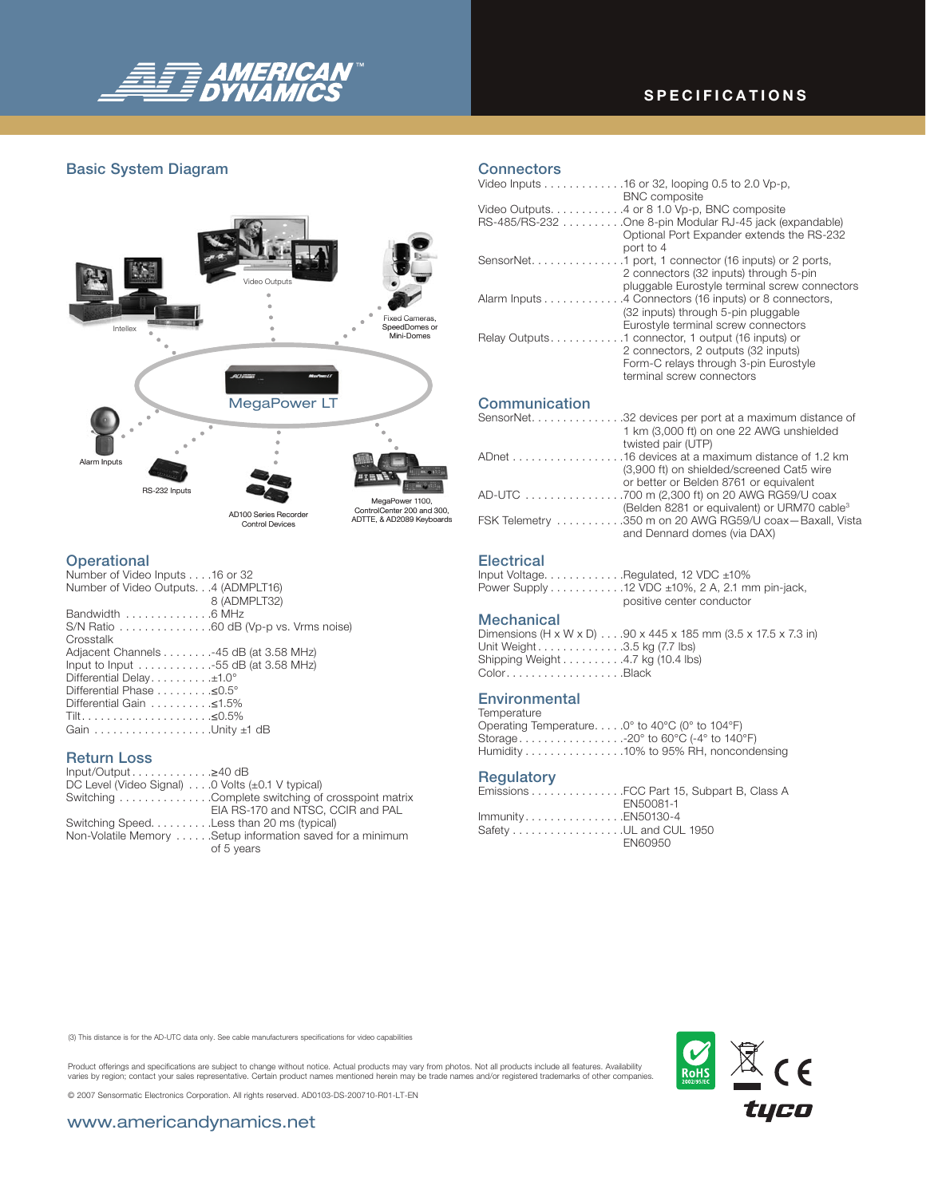# SPECIFICATIONS

## Basic System Diagram

Video Outputs

Intellex

Fixed Cameras, SpeedDomes or Mini-Domes

MegaPower LT

Alarm Inputs

RS-232 Inputs

AD100 Series Recorder Control Devices

MegaPower 1100, ControlCenter 200 and 300, ADTTE, & AD2089 Keyboards

## Operational

| | |
|---|---|
| Number of Video Inputs | 16 or 32 |
| Number of Video Outputs | 4 (ADMPLT16)<br>8 (ADMPLT32) |
| Bandwidth | 6 MHz |
| S/N Ratio | 60 dB (Vp-p vs. Vrms noise) |
| Crosstalk | |
| Adjacent Channels | -45 dB (at 3.58 MHz) |
| Input to Input | -55 dB (at 3.58 MHz) |
| Differential Delay | ±1.0° |
| Differential Phase | ≤0.5° |
| Differential Gain | ≤1.5% |
| Tilt | ≤0.5% |
| Gain | Unity ±1 dB |

## Return Loss

| | |
|---|---|
| Input/Output | ≥40 dB |
| DC Level (Video Signal) | 0 Volts (±0.1 V typical) |
| Switching | Complete switching of crosspoint matrix EIA RS-170 and NTSC, CCIR and PAL |
| Switching Speed | Less than 20 ms (typical) |
| Non-Volatile Memory | Setup information saved for a minimum of 5 years |

## Connectors

| | |
|---|---|
| Video Inputs | 16 or 32, looping 0.5 to 2.0 Vp-p, BNC composite |
| Video Outputs | 4 or 8 1.0 Vp-p, BNC composite |
| RS-485/RS-232 | One 8-pin Modular RJ-45 jack (expandable) Optional Port Expander extends the RS-232 port to 4 |
| SensorNet | 1 port, 1 connector (16 inputs) or 2 ports, 2 connectors (32 inputs) through 5-pin pluggable Eurostyle terminal screw connectors |
| Alarm Inputs | 4 Connectors (16 inputs) or 8 connectors, (32 inputs) through 5-pin pluggable Eurostyle terminal screw connectors |
| Relay Outputs | 1 connector, 1 output (16 inputs) or 2 connectors, 2 outputs (32 inputs) Form-C relays through 3-pin Eurostyle terminal screw connectors |

## Communication

| | |
|---|---|
| SensorNet | 32 devices per port at a maximum distance of 1 km (3,000 ft) on one 22 AWG unshielded twisted pair (UTP) |
| ADnet | 16 devices at a maximum distance of 1.2 km (3,900 ft) on shielded/screened Cat5 wire or better or Belden 8761 or equivalent |
| AD-UTC | 700 m (2,300 ft) on 20 AWG RG59/U coax (Belden 8281 or equivalent) or URM70 cable[3] |
| FSK Telemetry | 350 m on 20 AWG RG59/U coax—Baxall, Vista and Dennard domes (via DAX) |

## Electrical

| | |
|---|---|
| Input Voltage | Regulated, 12 VDC ±10% |
| Power Supply | 12 VDC ±10%, 2 A, 2.1 mm pin-jack, positive center conductor |

## Mechanical

| | |
|---|---|
| Dimensions (H x W x D) | 90 x 445 x 185 mm (3.5 x 17.5 x 7.3 in) |
| Unit Weight | 3.5 kg (7.7 lbs) |
| Shipping Weight | 4.7 kg (10.4 lbs) |
| Color | Black |

## Environmental

| | |
|---|---|
| Temperature | |
| Operating Temperature | 0° to 40°C (0° to 104°F) |
| Storage | -20° to 60°C (-4° to 140°F) |
| Humidity | 10% to 95% RH, noncondensing |

## Regulatory

| | |
|---|---|
| Emissions | FCC Part 15, Subpart B, Class A EN50081-1 |
| Immunity | EN50130-4 |
| Safety | UL and CUL 1950 EN60950 |

(3) This distance is for the AD-UTC data only. See cable manufacturers specifications for video capabilities

Product offerings and specifications are subject to change without notice. Actual products may vary from photos. Not all products include all features. Availability varies by region; contact your sales representative. Certain product names mentioned herein may be trade names and/or registered trademarks of other companies.

© 2007 Sensormatic Electronics Corporation. All rights reserved. AD0103-DS-200710-R01-LT-EN

www.americandynamics.net